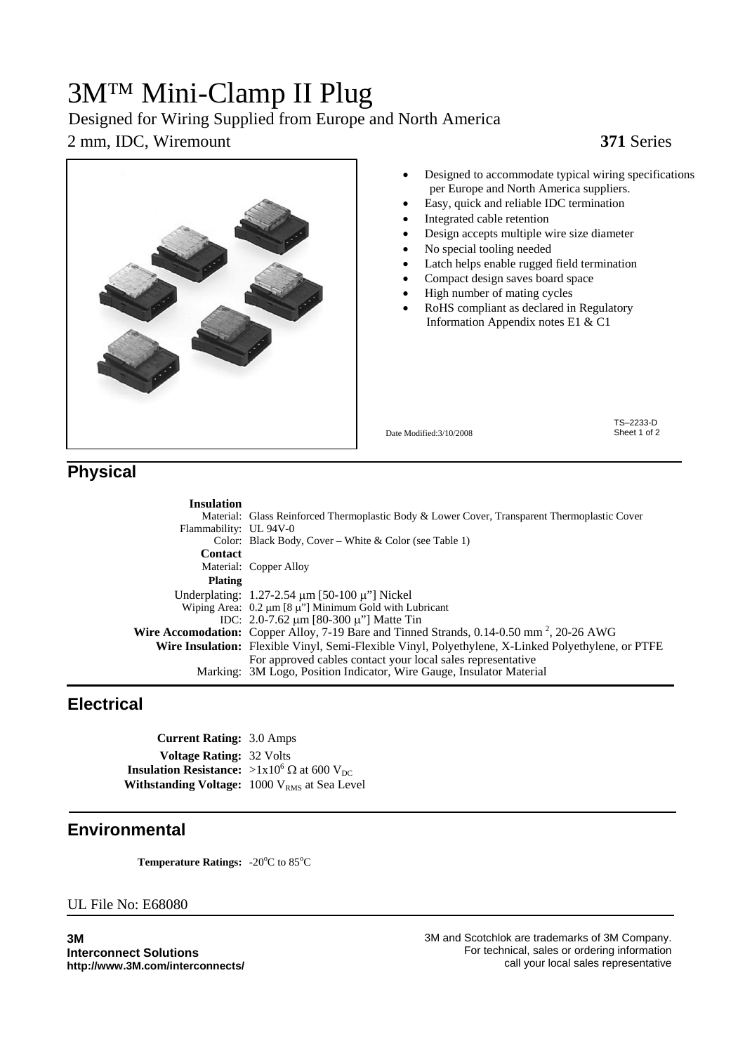# 3M™ Mini-Clamp II Plug

Designed for Wiring Supplied from Europe and North America

2 mm, IDC, Wiremount **371** Series

- Designed to accommodate typical wiring specifications per Europe and North America suppliers.
- Easy, quick and reliable IDC termination
- Integrated cable retention
- Design accepts multiple wire size diameter
- No special tooling needed
- Latch helps enable rugged field termination
- Compact design saves board space
- High number of mating cycles
- RoHS compliant as declared in Regulatory Information Appendix notes E1 & C1

Date Modified:3/10/2008

TS–2233-D
Sheet 1 of 2

## Physical

**Insulation**
Material: Glass Reinforced Thermoplastic Body & Lower Cover, Transparent Thermoplastic Cover
Flammability: UL 94V-0
Color: Black Body, Cover – White & Color (see Table 1)

**Contact**
Material: Copper Alloy

**Plating**
Underplating: 1.27-2.54 μm [50-100 μ"] Nickel
Wiping Area: 0.2 μm [8 μ"] Minimum Gold with Lubricant
IDC: 2.0-7.62 μm [80-300 μ"] Matte Tin

**Wire Accomodation:** Copper Alloy, 7-19 Bare and Tinned Strands, 0.14-0.50 $mm^2$, 20-26 AWG
**Wire Insulation:** Flexible Vinyl, Semi-Flexible Vinyl, Polyethylene, X-Linked Polyethylene, or PTFE
For approved cables contact your local sales representative
Marking: 3M Logo, Position Indicator, Wire Gauge, Insulator Material

## Electrical

**Current Rating:** 3.0 Amps
**Voltage Rating:** 32 Volts
**Insulation Resistance:** $>1x10^6$ Ω at 600 $V_{DC}$
**Withstanding Voltage:** 1000 $V_{RMS}$ at Sea Level

## Environmental

**Temperature Ratings:** -20°C to 85°C

UL File No: E68080

**3M**
**Interconnect Solutions**
**http://www.3M.com/interconnects/**

3M and Scotchlok are trademarks of 3M Company.
For technical, sales or ordering information
call your local sales representative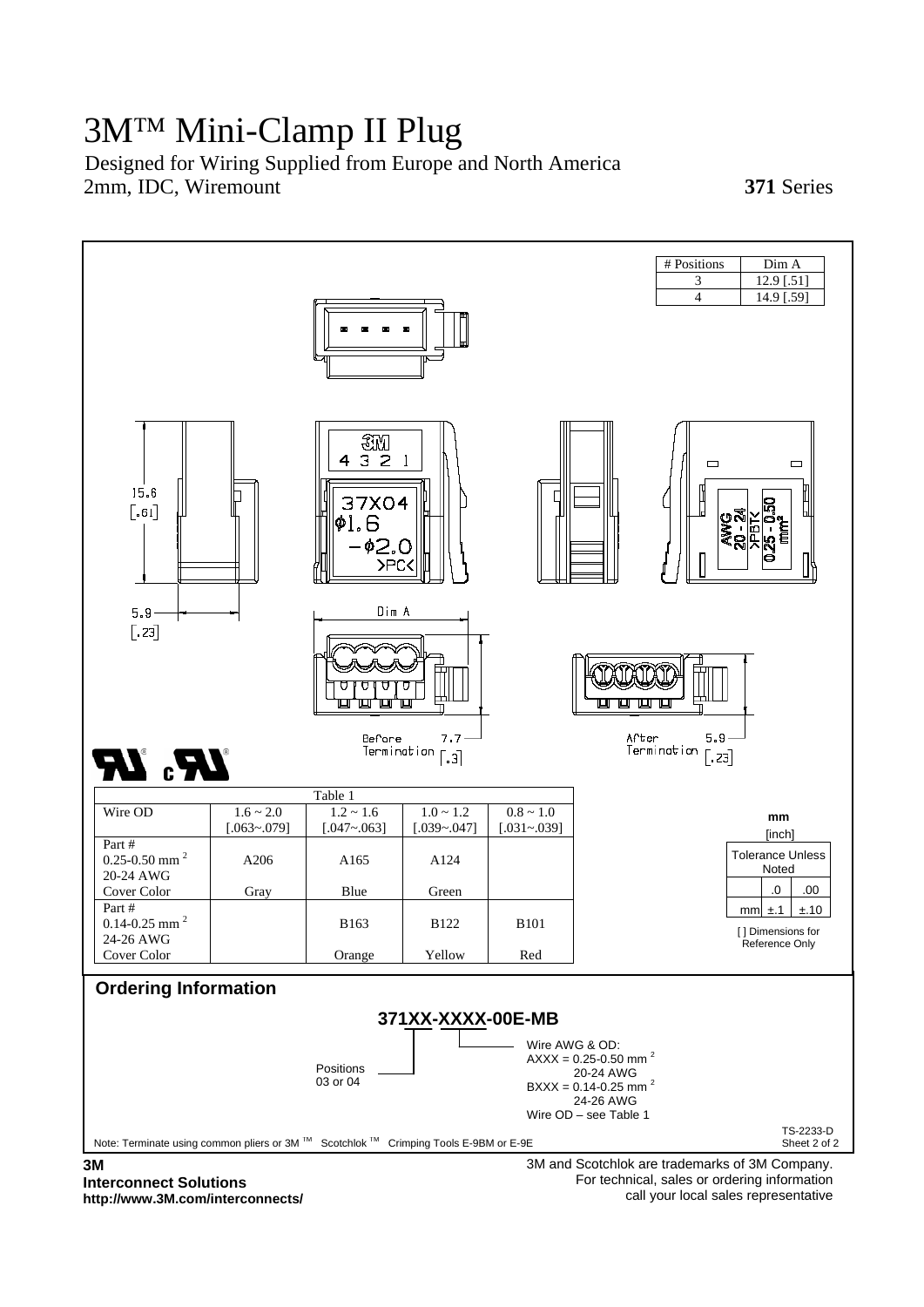# 3M™ Mini-Clamp II Plug

Designed for Wiring Supplied from Europe and North America

2mm, IDC, Wiremount **371** Series

| # Positions | Dim A |
|---|---|
| 3 | 12.9 [.51] |
| 4 | 14.9 [.59] |

15.6 [.61]

5.9 [.23]

Dim A

Before Termination 7.7 [.3]

After Termination 5.9 [.23]

3M 4 3 2 1

37X04 φ1.6 –φ2.0 >PC<

AWG 20 - 24 >PBT< 0.25 - 0.50 mm²

Table 1

| Wire OD | 1.6 ~ 2.0 [.063~.079] | 1.2 ~ 1.6 [.047~.063] | 1.0 ~ 1.2 [.039~.047] | 0.8 ~ 1.0 [.031~.039] |
|---|---|---|---|---|
| Part # 0.25-0.50 mm $^2$ 20-24 AWG | A206 | A165 | A124 | |
| Cover Color | Gray | Blue | Green | |
| Part # 0.14-0.25 mm $^2$ 24-26 AWG | | B163 | B122 | B101 |
| Cover Color | | Orange | Yellow | Red |

mm [inch]

| Tolerance Unless Noted | | |
|---|---|---|
| | .0 | .00 |
| mm | ±.1 | ±.10 |

[ ] Dimensions for Reference Only

## Ordering Information

**371XX-XXXX-00E-MB**

Positions 03 or 04

Wire AWG & OD:
AXXX = 0.25-0.50 mm $^2$ 20-24 AWG
BXXX = 0.14-0.25 mm $^2$ 24-26 AWG
Wire OD – see Table 1

TS-2233-D
Sheet 2 of 2

Note: Terminate using common pliers or 3M ™ Scotchlok ™ Crimping Tools E-9BM or E-9E

**3M**
**Interconnect Solutions**
**http://www.3M.com/interconnects/**

3M and Scotchlok are trademarks of 3M Company.
For technical, sales or ordering information call your local sales representative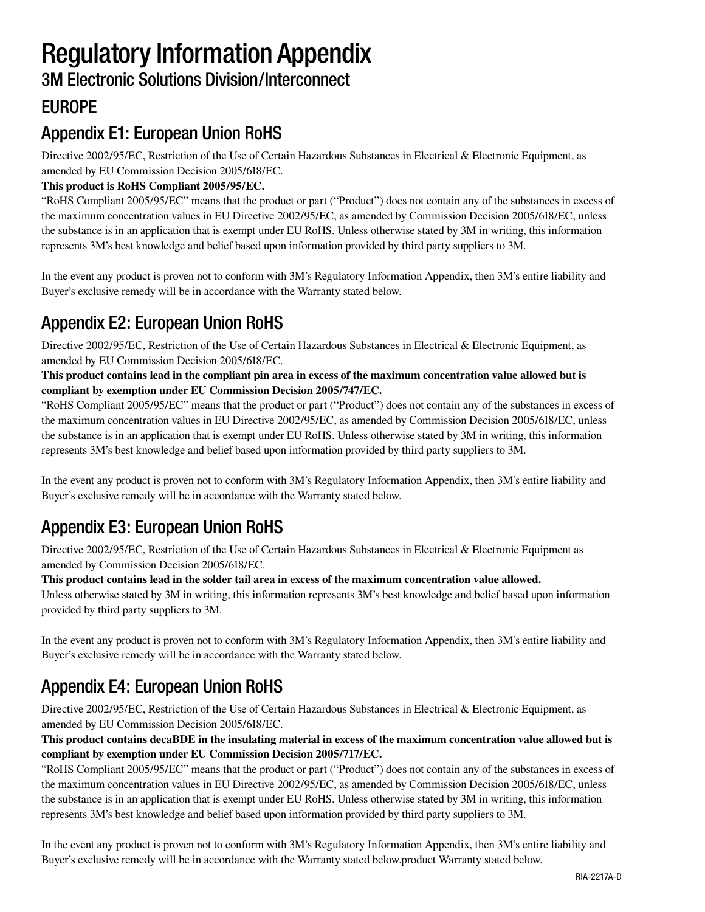# Regulatory Information Appendix

## 3M Electronic Solutions Division/Interconnect

## EUROPE

## Appendix E1: European Union RoHS

Directive 2002/95/EC, Restriction of the Use of Certain Hazardous Substances in Electrical & Electronic Equipment, as amended by EU Commission Decision 2005/618/EC.

**This product is RoHS Compliant 2005/95/EC.**

"RoHS Compliant 2005/95/EC" means that the product or part ("Product") does not contain any of the substances in excess of the maximum concentration values in EU Directive 2002/95/EC, as amended by Commission Decision 2005/618/EC, unless the substance is in an application that is exempt under EU RoHS. Unless otherwise stated by 3M in writing, this information represents 3M's best knowledge and belief based upon information provided by third party suppliers to 3M.

In the event any product is proven not to conform with 3M's Regulatory Information Appendix, then 3M's entire liability and Buyer's exclusive remedy will be in accordance with the Warranty stated below.

## Appendix E2: European Union RoHS

Directive 2002/95/EC, Restriction of the Use of Certain Hazardous Substances in Electrical & Electronic Equipment, as amended by EU Commission Decision 2005/618/EC.

**This product contains lead in the compliant pin area in excess of the maximum concentration value allowed but is compliant by exemption under EU Commission Decision 2005/747/EC.**

"RoHS Compliant 2005/95/EC" means that the product or part ("Product") does not contain any of the substances in excess of the maximum concentration values in EU Directive 2002/95/EC, as amended by Commission Decision 2005/618/EC, unless the substance is in an application that is exempt under EU RoHS. Unless otherwise stated by 3M in writing, this information represents 3M's best knowledge and belief based upon information provided by third party suppliers to 3M.

In the event any product is proven not to conform with 3M's Regulatory Information Appendix, then 3M's entire liability and Buyer's exclusive remedy will be in accordance with the Warranty stated below.

## Appendix E3: European Union RoHS

Directive 2002/95/EC, Restriction of the Use of Certain Hazardous Substances in Electrical & Electronic Equipment as amended by Commission Decision 2005/618/EC.

**This product contains lead in the solder tail area in excess of the maximum concentration value allowed.**

Unless otherwise stated by 3M in writing, this information represents 3M's best knowledge and belief based upon information provided by third party suppliers to 3M.

In the event any product is proven not to conform with 3M's Regulatory Information Appendix, then 3M's entire liability and Buyer's exclusive remedy will be in accordance with the Warranty stated below.

## Appendix E4: European Union RoHS

Directive 2002/95/EC, Restriction of the Use of Certain Hazardous Substances in Electrical & Electronic Equipment, as amended by EU Commission Decision 2005/618/EC.

**This product contains decaBDE in the insulating material in excess of the maximum concentration value allowed but is compliant by exemption under EU Commission Decision 2005/717/EC.**

"RoHS Compliant 2005/95/EC" means that the product or part ("Product") does not contain any of the substances in excess of the maximum concentration values in EU Directive 2002/95/EC, as amended by Commission Decision 2005/618/EC, unless the substance is in an application that is exempt under EU RoHS. Unless otherwise stated by 3M in writing, this information represents 3M's best knowledge and belief based upon information provided by third party suppliers to 3M.

In the event any product is proven not to conform with 3M's Regulatory Information Appendix, then 3M's entire liability and Buyer's exclusive remedy will be in accordance with the Warranty stated below.product Warranty stated below.

RIA-2217A-D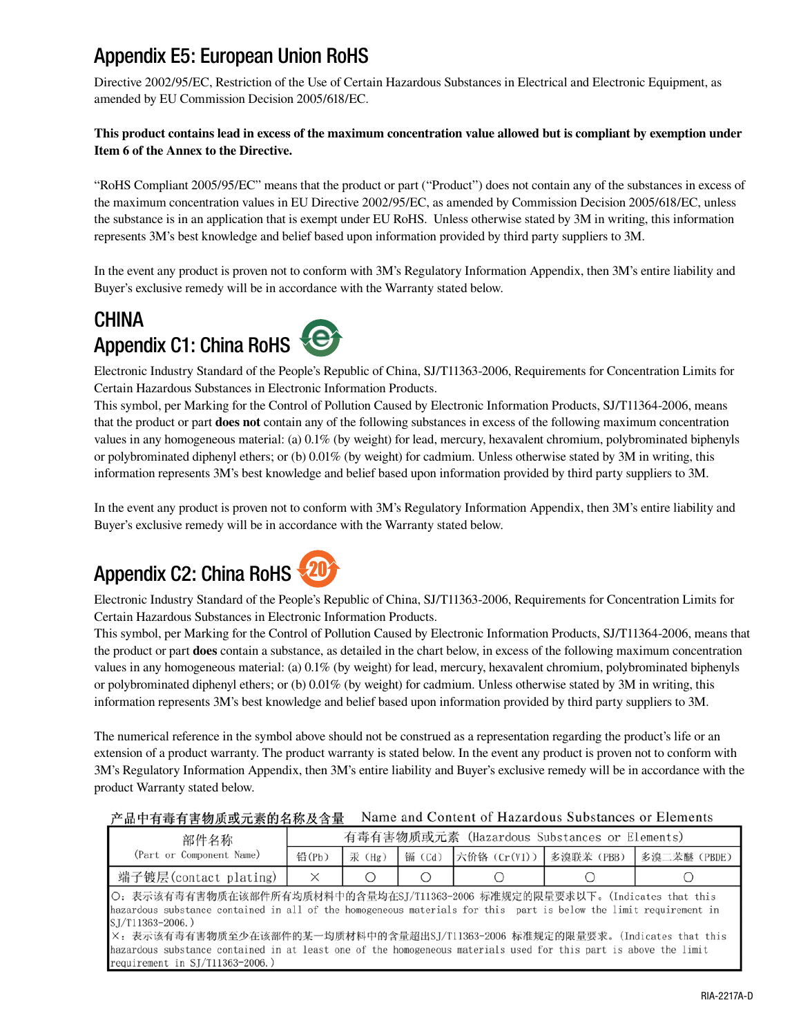## Appendix E5: European Union RoHS

Directive 2002/95/EC, Restriction of the Use of Certain Hazardous Substances in Electrical and Electronic Equipment, as amended by EU Commission Decision 2005/618/EC.

**This product contains lead in excess of the maximum concentration value allowed but is compliant by exemption under Item 6 of the Annex to the Directive.**

"RoHS Compliant 2005/95/EC" means that the product or part ("Product") does not contain any of the substances in excess of the maximum concentration values in EU Directive 2002/95/EC, as amended by Commission Decision 2005/618/EC, unless the substance is in an application that is exempt under EU RoHS. Unless otherwise stated by 3M in writing, this information represents 3M's best knowledge and belief based upon information provided by third party suppliers to 3M.

In the event any product is proven not to conform with 3M's Regulatory Information Appendix, then 3M's entire liability and Buyer's exclusive remedy will be in accordance with the Warranty stated below.

## CHINA

## Appendix C1: China RoHS

Electronic Industry Standard of the People's Republic of China, SJ/T11363-2006, Requirements for Concentration Limits for Certain Hazardous Substances in Electronic Information Products.

This symbol, per Marking for the Control of Pollution Caused by Electronic Information Products, SJ/T11364-2006, means that the product or part **does not** contain any of the following substances in excess of the following maximum concentration values in any homogeneous material: (a) 0.1% (by weight) for lead, mercury, hexavalent chromium, polybrominated biphenyls or polybrominated diphenyl ethers; or (b) 0.01% (by weight) for cadmium. Unless otherwise stated by 3M in writing, this information represents 3M's best knowledge and belief based upon information provided by third party suppliers to 3M.

In the event any product is proven not to conform with 3M's Regulatory Information Appendix, then 3M's entire liability and Buyer's exclusive remedy will be in accordance with the Warranty stated below.

## Appendix C2: China RoHS

Electronic Industry Standard of the People's Republic of China, SJ/T11363-2006, Requirements for Concentration Limits for Certain Hazardous Substances in Electronic Information Products.

This symbol, per Marking for the Control of Pollution Caused by Electronic Information Products, SJ/T11364-2006, means that the product or part **does** contain a substance, as detailed in the chart below, in excess of the following maximum concentration values in any homogeneous material: (a) 0.1% (by weight) for lead, mercury, hexavalent chromium, polybrominated biphenyls or polybrominated diphenyl ethers; or (b) 0.01% (by weight) for cadmium. Unless otherwise stated by 3M in writing, this information represents 3M's best knowledge and belief based upon information provided by third party suppliers to 3M.

The numerical reference in the symbol above should not be construed as a representation regarding the product's life or an extension of a product warranty. The product warranty is stated below. In the event any product is proven not to conform with 3M's Regulatory Information Appendix, then 3M's entire liability and Buyer's exclusive remedy will be in accordance with the product Warranty stated below.

产品中有毒有害物质或元素的名称及含量　Name and Content of Hazardous Substances or Elements

| 部件名称 (Part or Component Name) | 有毒有害物质或元素 (Hazardous Substances or Elements) | | | | | |
|---|---|---|---|---|---|---|
| | 铅(Pb) | 汞 (Hg) | 镉 (Cd) | 六价铬 (Cr(VI)) | 多溴联苯 (PBB) | 多溴二苯醚 (PBDE) |
| 端子镀层(contact plating) | × | ○ | ○ | ○ | ○ | ○ |

○：表示该有毒有害物质在该部件所有均质材料中的含量均在SJ/T11363-2006 标准规定的限量要求以下。(Indicates that this hazardous substance contained in all of the homogeneous materials for this part is below the limit requirement in SJ/T11363-2006.)

×：表示该有毒有害物质至少在该部件的某一均质材料中的含量超出SJ/T11363-2006 标准规定的限量要求。(Indicates that this hazardous substance contained in at least one of the homogeneous materials used for this part is above the limit requirement in SJ/T11363-2006.)

RIA-2217A-D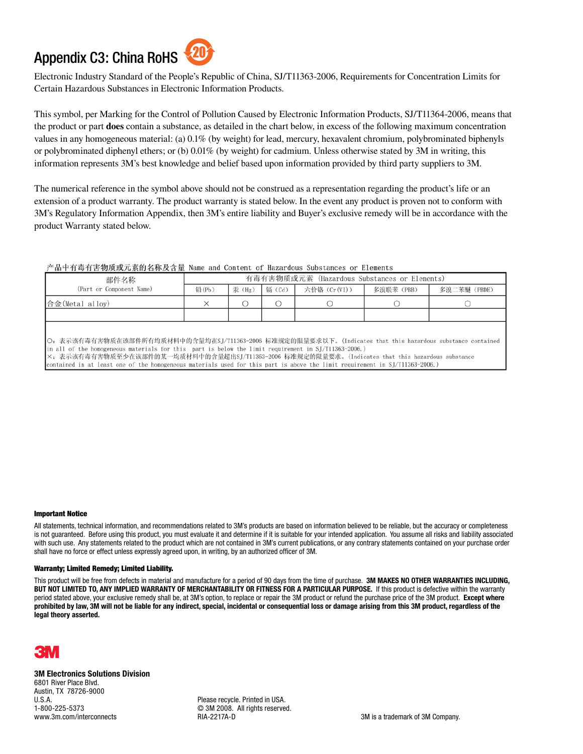## Appendix C3: China RoHS

Electronic Industry Standard of the People's Republic of China, SJ/T11363-2006, Requirements for Concentration Limits for Certain Hazardous Substances in Electronic Information Products.

This symbol, per Marking for the Control of Pollution Caused by Electronic Information Products, SJ/T11364-2006, means that the product or part **does** contain a substance, as detailed in the chart below, in excess of the following maximum concentration values in any homogeneous material: (a) 0.1% (by weight) for lead, mercury, hexavalent chromium, polybrominated biphenyls or polybrominated diphenyl ethers; or (b) 0.01% (by weight) for cadmium. Unless otherwise stated by 3M in writing, this information represents 3M's best knowledge and belief based upon information provided by third party suppliers to 3M.

The numerical reference in the symbol above should not be construed as a representation regarding the product's life or an extension of a product warranty. The product warranty is stated below. In the event any product is proven not to conform with 3M's Regulatory Information Appendix, then 3M's entire liability and Buyer's exclusive remedy will be in accordance with the product Warranty stated below.

产品中有毒有害物质或元素的名称及含量 Name and Content of Hazardous Substances or Elements

| 部件名称 (Part or Component Name) | 有毒有害物质或元素 (Hazardous Substances or Elements) | | | | | |
|---|---|---|---|---|---|---|
| | 铅(Pb) | 汞 (Hg) | 镉 (Cd) | 六价铬 (Cr(VI)) | 多溴联苯 (PBB) | 多溴二苯醚 (PBDE) |
| 合金(Metal alloy) | × | ○ | ○ | ○ | ○ | ○ |
| | | | | | | |

○：表示该有毒有害物质在该部件所有均质材料中的含量均在SJ/T11363-2006 标准规定的限量要求以下。(Indicates that this hazardous substance contained in all of the homogeneous materials for this part is below the limit requirement in SJ/T11363-2006.)
×：表示该有毒有害物质至少在该部件的某一均质材料中的含量超出SJ/T11363-2006 标准规定的限量要求。(Indicates that this hazardous substance contained in at least one of the homogeneous materials used for this part is above the limit requirement in SJ/T11363-2006.)

**Important Notice**

All statements, technical information, and recommendations related to 3M's products are based on information believed to be reliable, but the accuracy or completeness is not guaranteed. Before using this product, you must evaluate it and determine if it is suitable for your intended application. You assume all risks and liability associated with such use. Any statements related to the product which are not contained in 3M's current publications, or any contrary statements contained on your purchase order shall have no force or effect unless expressly agreed upon, in writing, by an authorized officer of 3M.

**Warranty; Limited Remedy; Limited Liability.**

This product will be free from defects in material and manufacture for a period of 90 days from the time of purchase. **3M MAKES NO OTHER WARRANTIES INCLUDING, BUT NOT LIMITED TO, ANY IMPLIED WARRANTY OF MERCHANTABILITY OR FITNESS FOR A PARTICULAR PURPOSE.** If this product is defective within the warranty period stated above, your exclusive remedy shall be, at 3M's option, to replace or repair the 3M product or refund the purchase price of the 3M product. **Except where prohibited by law, 3M will not be liable for any indirect, special, incidental or consequential loss or damage arising from this 3M product, regardless of the legal theory asserted.**

3M

**3M Electronics Solutions Division**
6801 River Place Blvd.
Austin, TX 78726-9000
U.S.A.
1-800-225-5373
www.3m.com/interconnects

Please recycle. Printed in USA.
© 3M 2008. All rights reserved.
RIA-2217A-D

3M is a trademark of 3M Company.